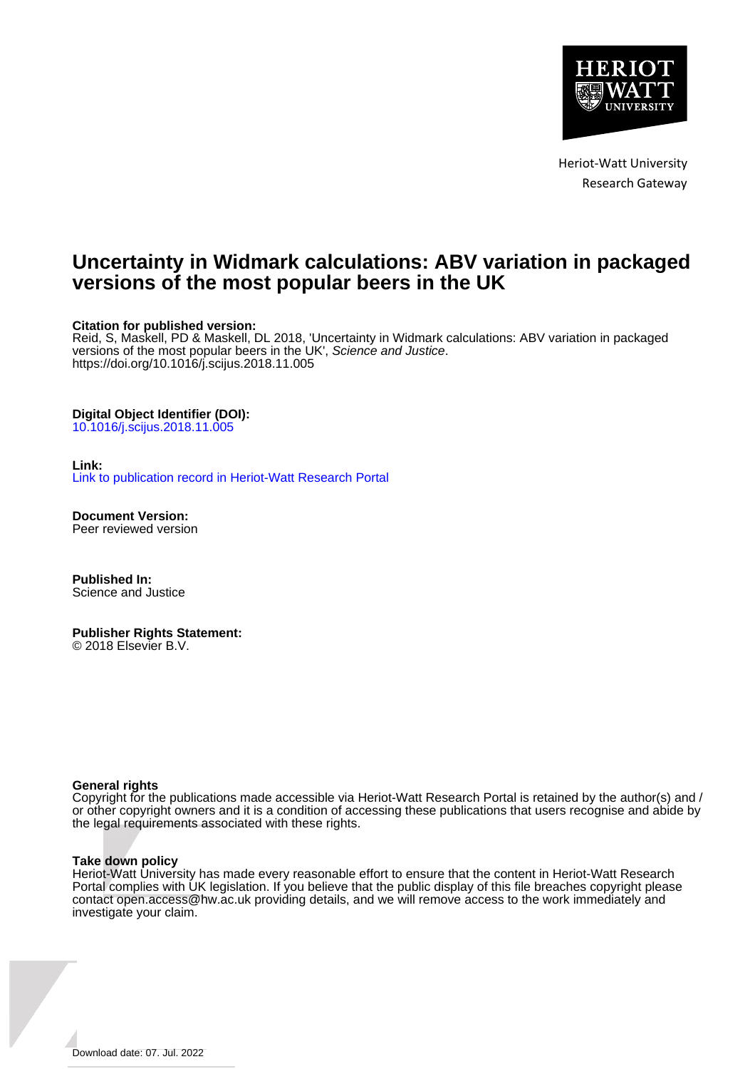Heriot-Watt University
Research Gateway

# Uncertainty in Widmark calculations: ABV variation in packaged versions of the most popular beers in the UK

**Citation for published version:**
Reid, S, Maskell, PD & Maskell, DL 2018, 'Uncertainty in Widmark calculations: ABV variation in packaged versions of the most popular beers in the UK', *Science and Justice*. https://doi.org/10.1016/j.scijus.2018.11.005

**Digital Object Identifier (DOI):**
10.1016/j.scijus.2018.11.005

**Link:**
Link to publication record in Heriot-Watt Research Portal

**Document Version:**
Peer reviewed version

**Published In:**
Science and Justice

**Publisher Rights Statement:**
© 2018 Elsevier B.V.

**General rights**
Copyright for the publications made accessible via Heriot-Watt Research Portal is retained by the author(s) and / or other copyright owners and it is a condition of accessing these publications that users recognise and abide by the legal requirements associated with these rights.

**Take down policy**
Heriot-Watt University has made every reasonable effort to ensure that the content in Heriot-Watt Research Portal complies with UK legislation. If you believe that the public display of this file breaches copyright please contact open.access@hw.ac.uk providing details, and we will remove access to the work immediately and investigate your claim.

Download date: 07. Jul. 2022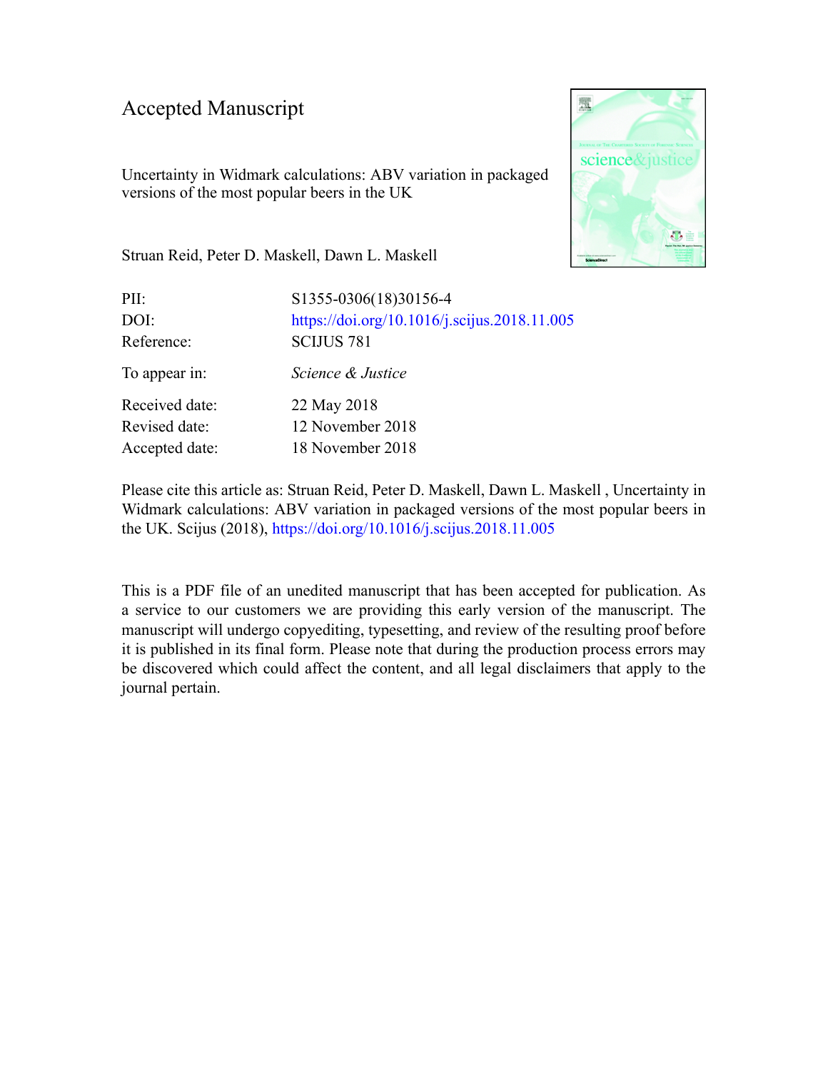Accepted Manuscript

Uncertainty in Widmark calculations: ABV variation in packaged versions of the most popular beers in the UK

Struan Reid, Peter D. Maskell, Dawn L. Maskell

| | |
|---|---|
| PII: | S1355-0306(18)30156-4 |
| DOI: | https://doi.org/10.1016/j.scijus.2018.11.005 |
| Reference: | SCIJUS 781 |
| To appear in: | *Science & Justice* |
| Received date: | 22 May 2018 |
| Revised date: | 12 November 2018 |
| Accepted date: | 18 November 2018 |

Please cite this article as: Struan Reid, Peter D. Maskell, Dawn L. Maskell , Uncertainty in Widmark calculations: ABV variation in packaged versions of the most popular beers in the UK. Scijus (2018), https://doi.org/10.1016/j.scijus.2018.11.005

This is a PDF file of an unedited manuscript that has been accepted for publication. As a service to our customers we are providing this early version of the manuscript. The manuscript will undergo copyediting, typesetting, and review of the resulting proof before it is published in its final form. Please note that during the production process errors may be discovered which could affect the content, and all legal disclaimers that apply to the journal pertain.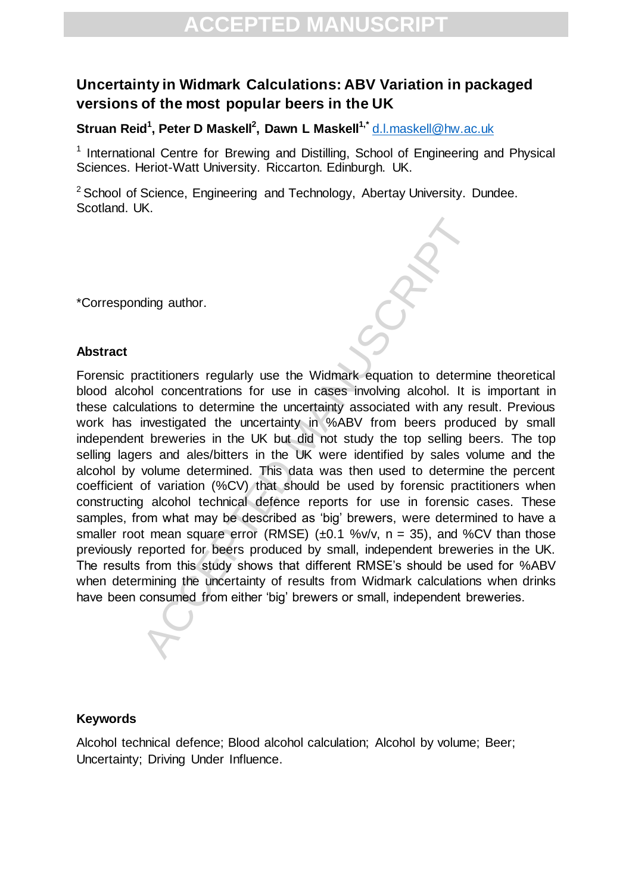# Uncertainty in Widmark Calculations: ABV Variation in packaged versions of the most popular beers in the UK

**Struan Reid[1], Peter D Maskell[2], Dawn L Maskell[1,*]** d.l.maskell@hw.ac.uk

[1] International Centre for Brewing and Distilling, School of Engineering and Physical Sciences. Heriot-Watt University. Riccarton. Edinburgh. UK.

[2] School of Science, Engineering and Technology, Abertay University. Dundee. Scotland. UK.

*Corresponding author.

## Abstract

Forensic practitioners regularly use the Widmark equation to determine theoretical blood alcohol concentrations for use in cases involving alcohol. It is important in these calculations to determine the uncertainty associated with any result. Previous work has investigated the uncertainty in %ABV from beers produced by small independent breweries in the UK but did not study the top selling beers. The top selling lagers and ales/bitters in the UK were identified by sales volume and the alcohol by volume determined. This data was then used to determine the percent coefficient of variation (%CV) that should be used by forensic practitioners when constructing alcohol technical defence reports for use in forensic cases. These samples, from what may be described as 'big' brewers, were determined to have a smaller root mean square error (RMSE) (±0.1 %v/v, n = 35), and %CV than those previously reported for beers produced by small, independent breweries in the UK. The results from this study shows that different RMSE's should be used for %ABV when determining the uncertainty of results from Widmark calculations when drinks have been consumed from either 'big' brewers or small, independent breweries.

## Keywords

Alcohol technical defence; Blood alcohol calculation; Alcohol by volume; Beer; Uncertainty; Driving Under Influence.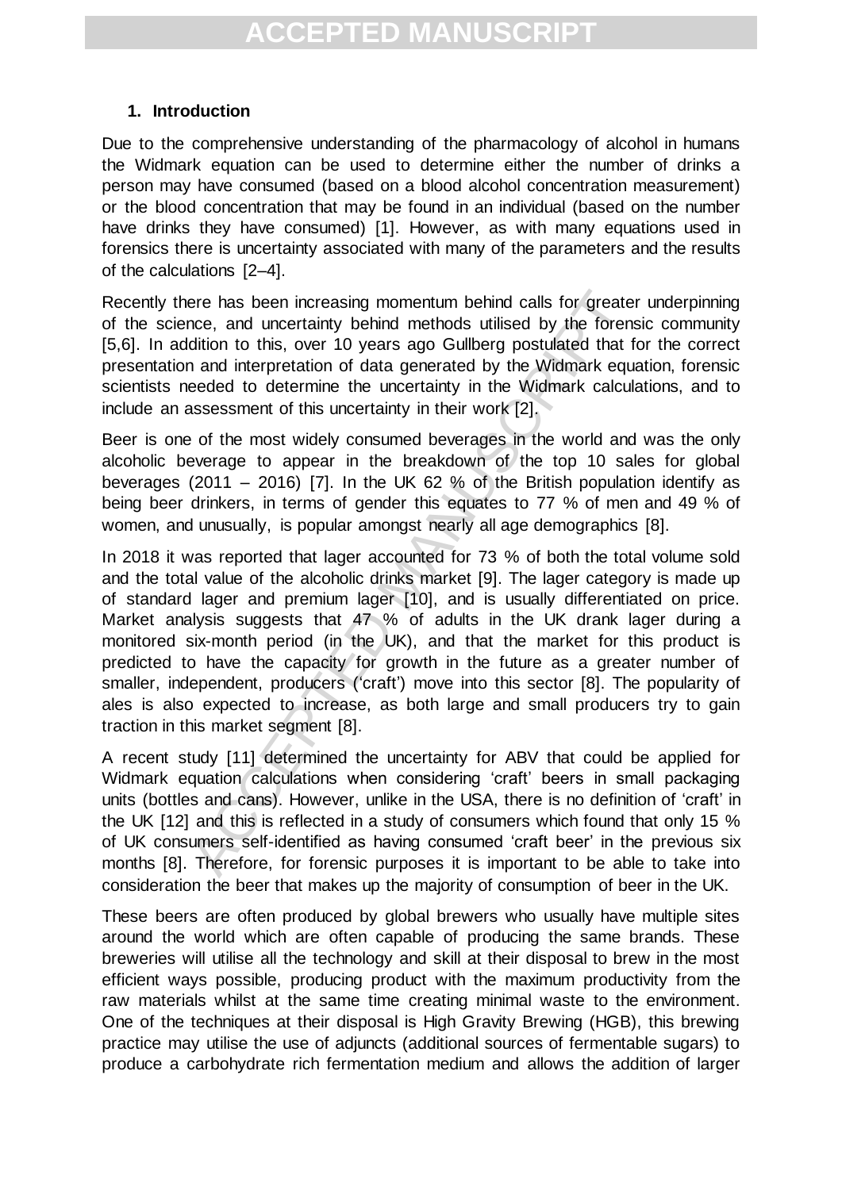## 1. Introduction

Due to the comprehensive understanding of the pharmacology of alcohol in humans the Widmark equation can be used to determine either the number of drinks a person may have consumed (based on a blood alcohol concentration measurement) or the blood concentration that may be found in an individual (based on the number have drinks they have consumed) [1]. However, as with many equations used in forensics there is uncertainty associated with many of the parameters and the results of the calculations [2–4].

Recently there has been increasing momentum behind calls for greater underpinning of the science, and uncertainty behind methods utilised by the forensic community [5,6]. In addition to this, over 10 years ago Gullberg postulated that for the correct presentation and interpretation of data generated by the Widmark equation, forensic scientists needed to determine the uncertainty in the Widmark calculations, and to include an assessment of this uncertainty in their work [2].

Beer is one of the most widely consumed beverages in the world and was the only alcoholic beverage to appear in the breakdown of the top 10 sales for global beverages (2011 – 2016) [7]. In the UK 62 % of the British population identify as being beer drinkers, in terms of gender this equates to 77 % of men and 49 % of women, and unusually, is popular amongst nearly all age demographics [8].

In 2018 it was reported that lager accounted for 73 % of both the total volume sold and the total value of the alcoholic drinks market [9]. The lager category is made up of standard lager and premium lager [10], and is usually differentiated on price. Market analysis suggests that 47 % of adults in the UK drank lager during a monitored six-month period (in the UK), and that the market for this product is predicted to have the capacity for growth in the future as a greater number of smaller, independent, producers ('craft') move into this sector [8]. The popularity of ales is also expected to increase, as both large and small producers try to gain traction in this market segment [8].

A recent study [11] determined the uncertainty for ABV that could be applied for Widmark equation calculations when considering 'craft' beers in small packaging units (bottles and cans). However, unlike in the USA, there is no definition of 'craft' in the UK [12] and this is reflected in a study of consumers which found that only 15 % of UK consumers self-identified as having consumed 'craft beer' in the previous six months [8]. Therefore, for forensic purposes it is important to be able to take into consideration the beer that makes up the majority of consumption of beer in the UK.

These beers are often produced by global brewers who usually have multiple sites around the world which are often capable of producing the same brands. These breweries will utilise all the technology and skill at their disposal to brew in the most efficient ways possible, producing product with the maximum productivity from the raw materials whilst at the same time creating minimal waste to the environment. One of the techniques at their disposal is High Gravity Brewing (HGB), this brewing practice may utilise the use of adjuncts (additional sources of fermentable sugars) to produce a carbohydrate rich fermentation medium and allows the addition of larger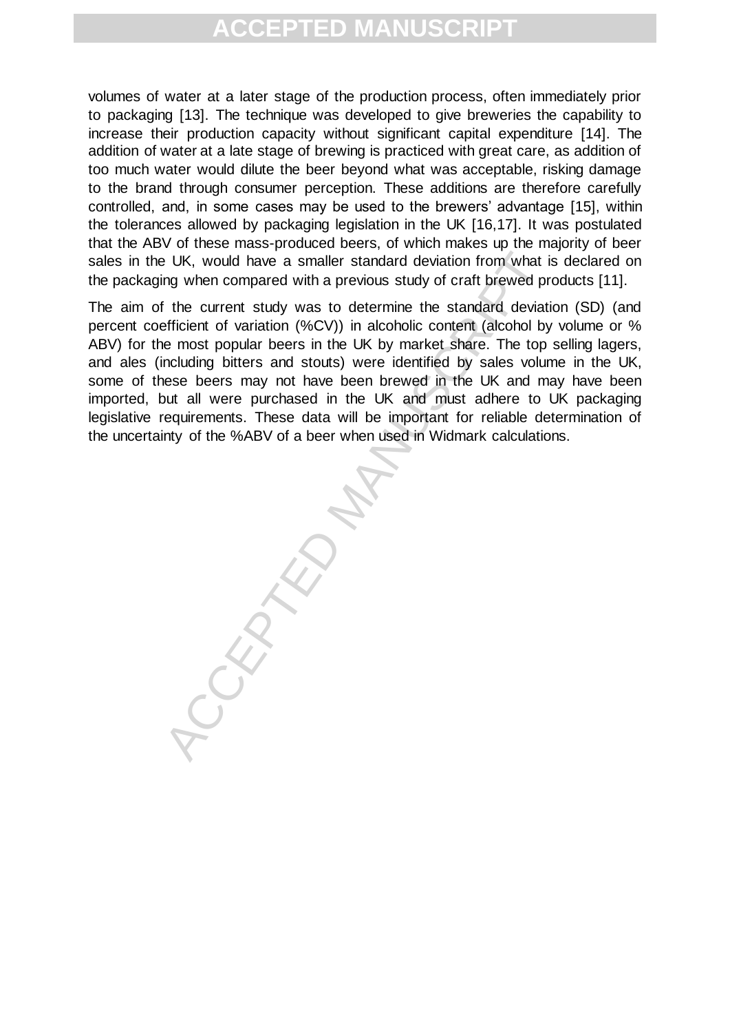volumes of water at a later stage of the production process, often immediately prior to packaging [13]. The technique was developed to give breweries the capability to increase their production capacity without significant capital expenditure [14]. The addition of water at a late stage of brewing is practiced with great care, as addition of too much water would dilute the beer beyond what was acceptable, risking damage to the brand through consumer perception. These additions are therefore carefully controlled, and, in some cases may be used to the brewers' advantage [15], within the tolerances allowed by packaging legislation in the UK [16,17]. It was postulated that the ABV of these mass-produced beers, of which makes up the majority of beer sales in the UK, would have a smaller standard deviation from what is declared on the packaging when compared with a previous study of craft brewed products [11].

The aim of the current study was to determine the standard deviation (SD) (and percent coefficient of variation (%CV)) in alcoholic content (alcohol by volume or % ABV) for the most popular beers in the UK by market share. The top selling lagers, and ales (including bitters and stouts) were identified by sales volume in the UK, some of these beers may not have been brewed in the UK and may have been imported, but all were purchased in the UK and must adhere to UK packaging legislative requirements. These data will be important for reliable determination of the uncertainty of the %ABV of a beer when used in Widmark calculations.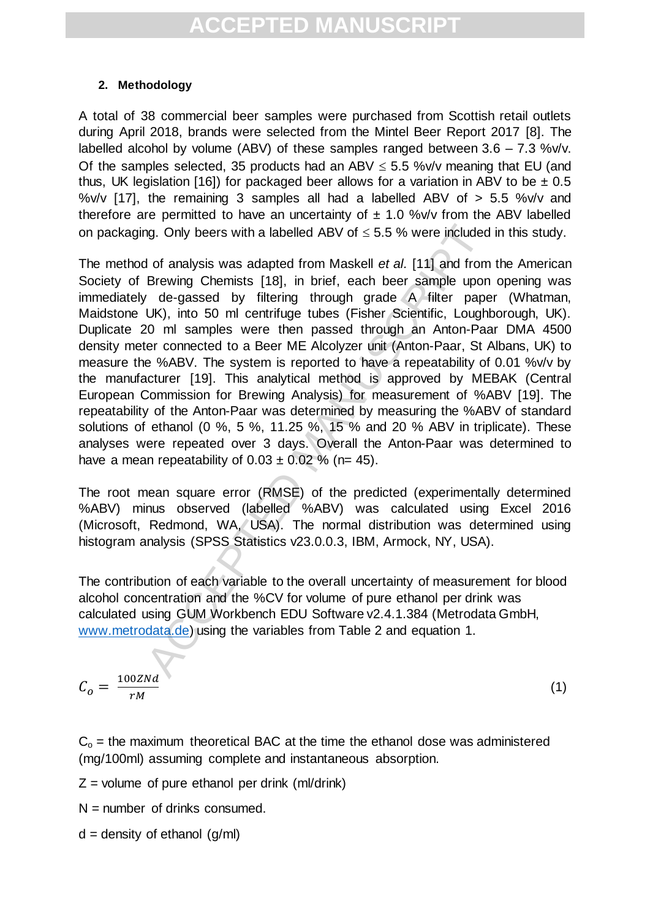## 2. Methodology

A total of 38 commercial beer samples were purchased from Scottish retail outlets during April 2018, brands were selected from the Mintel Beer Report 2017 [8]. The labelled alcohol by volume (ABV) of these samples ranged between 3.6 – 7.3 %v/v. Of the samples selected, 35 products had an ABV ≤ 5.5 %v/v meaning that EU (and thus, UK legislation [16]) for packaged beer allows for a variation in ABV to be ± 0.5 %v/v [17], the remaining 3 samples all had a labelled ABV of > 5.5 %v/v and therefore are permitted to have an uncertainty of ± 1.0 %v/v from the ABV labelled on packaging. Only beers with a labelled ABV of ≤ 5.5 % were included in this study.

The method of analysis was adapted from Maskell *et al.* [11] and from the American Society of Brewing Chemists [18], in brief, each beer sample upon opening was immediately de-gassed by filtering through grade A filter paper (Whatman, Maidstone UK), into 50 ml centrifuge tubes (Fisher Scientific, Loughborough, UK). Duplicate 20 ml samples were then passed through an Anton-Paar DMA 4500 density meter connected to a Beer ME Alcolyzer unit (Anton-Paar, St Albans, UK) to measure the %ABV. The system is reported to have a repeatability of 0.01 %v/v by the manufacturer [19]. This analytical method is approved by MEBAK (Central European Commission for Brewing Analysis) for measurement of %ABV [19]. The repeatability of the Anton-Paar was determined by measuring the %ABV of standard solutions of ethanol (0 %, 5 %, 11.25 %, 15 % and 20 % ABV in triplicate). These analyses were repeated over 3 days. Overall the Anton-Paar was determined to have a mean repeatability of 0.03 ± 0.02 % (n= 45).

The root mean square error (RMSE) of the predicted (experimentally determined %ABV) minus observed (labelled %ABV) was calculated using Excel 2016 (Microsoft, Redmond, WA, USA). The normal distribution was determined using histogram analysis (SPSS Statistics v23.0.0.3, IBM, Armock, NY, USA).

The contribution of each variable to the overall uncertainty of measurement for blood alcohol concentration and the %CV for volume of pure ethanol per drink was calculated using GUM Workbench EDU Software v2.4.1.384 (Metrodata GmbH, www.metrodata.de) using the variables from Table 2 and equation 1.

$$C_o = \frac{100ZNd}{rM} \tag{1}$$

$C_o$ = the maximum theoretical BAC at the time the ethanol dose was administered (mg/100ml) assuming complete and instantaneous absorption.

Z = volume of pure ethanol per drink (ml/drink)

N = number of drinks consumed.

d = density of ethanol (g/ml)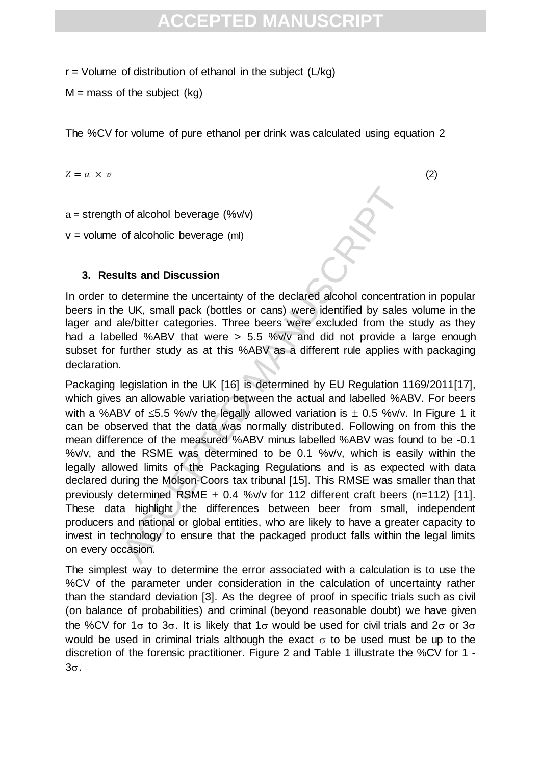r = Volume of distribution of ethanol in the subject (L/kg)

M = mass of the subject (kg)

The %CV for volume of pure ethanol per drink was calculated using equation 2

$$Z = a \times v \tag{2}$$

a = strength of alcohol beverage (%v/v)

v = volume of alcoholic beverage (ml)

## 3. Results and Discussion

In order to determine the uncertainty of the declared alcohol concentration in popular beers in the UK, small pack (bottles or cans) were identified by sales volume in the lager and ale/bitter categories. Three beers were excluded from the study as they had a labelled %ABV that were > 5.5 %v/v and did not provide a large enough subset for further study as at this %ABV as a different rule applies with packaging declaration.

Packaging legislation in the UK [16] is determined by EU Regulation 1169/2011[17], which gives an allowable variation between the actual and labelled %ABV. For beers with a %ABV of $\leq$5.5 %v/v the legally allowed variation is $\pm$ 0.5 %v/v. In Figure 1 it can be observed that the data was normally distributed. Following on from this the mean difference of the measured %ABV minus labelled %ABV was found to be -0.1 %v/v, and the RSME was determined to be 0.1 %v/v, which is easily within the legally allowed limits of the Packaging Regulations and is as expected with data declared during the Molson-Coors tax tribunal [15]. This RMSE was smaller than that previously determined RSME $\pm$ 0.4 %v/v for 112 different craft beers (n=112) [11]. These data highlight the differences between beer from small, independent producers and national or global entities, who are likely to have a greater capacity to invest in technology to ensure that the packaged product falls within the legal limits on every occasion.

The simplest way to determine the error associated with a calculation is to use the %CV of the parameter under consideration in the calculation of uncertainty rather than the standard deviation [3]. As the degree of proof in specific trials such as civil (on balance of probabilities) and criminal (beyond reasonable doubt) we have given the %CV for 1$\sigma$ to 3$\sigma$. It is likely that 1$\sigma$ would be used for civil trials and 2$\sigma$ or 3$\sigma$ would be used in criminal trials although the exact $\sigma$ to be used must be up to the discretion of the forensic practitioner. Figure 2 and Table 1 illustrate the %CV for 1 - 3$\sigma$.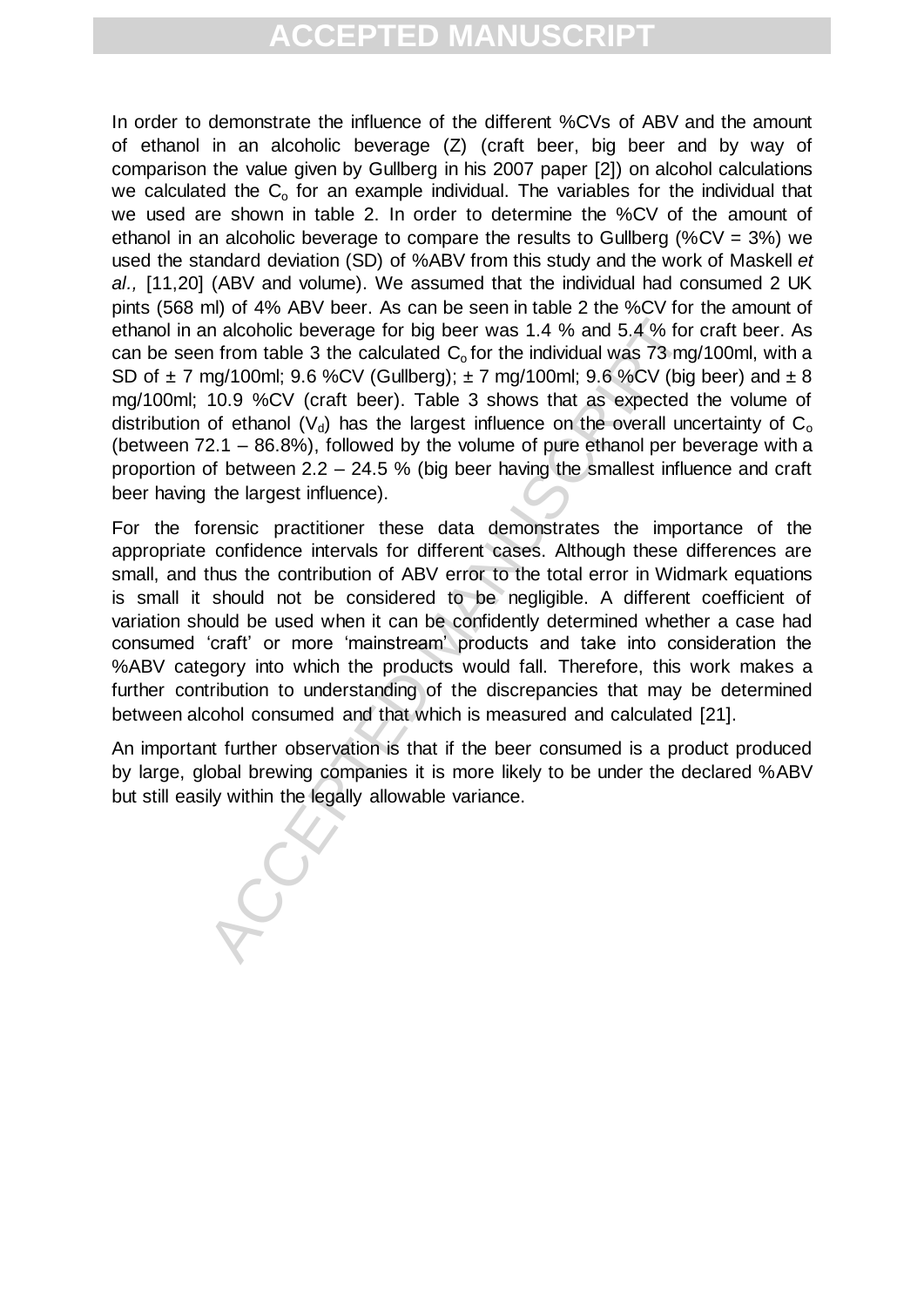In order to demonstrate the influence of the different %CVs of ABV and the amount of ethanol in an alcoholic beverage (Z) (craft beer, big beer and by way of comparison the value given by Gullberg in his 2007 paper [2]) on alcohol calculations we calculated the $C_o$ for an example individual. The variables for the individual that we used are shown in table 2. In order to determine the %CV of the amount of ethanol in an alcoholic beverage to compare the results to Gullberg (%CV = 3%) we used the standard deviation (SD) of %ABV from this study and the work of Maskell *et al.,* [11,20] (ABV and volume). We assumed that the individual had consumed 2 UK pints (568 ml) of 4% ABV beer. As can be seen in table 2 the %CV for the amount of ethanol in an alcoholic beverage for big beer was 1.4 % and 5.4 % for craft beer. As can be seen from table 3 the calculated $C_o$ for the individual was 73 mg/100ml, with a SD of ± 7 mg/100ml; 9.6 %CV (Gullberg); ± 7 mg/100ml; 9.6 %CV (big beer) and ± 8 mg/100ml; 10.9 %CV (craft beer). Table 3 shows that as expected the volume of distribution of ethanol ($V_d$) has the largest influence on the overall uncertainty of $C_o$ (between 72.1 – 86.8%), followed by the volume of pure ethanol per beverage with a proportion of between 2.2 – 24.5 % (big beer having the smallest influence and craft beer having the largest influence).

For the forensic practitioner these data demonstrates the importance of the appropriate confidence intervals for different cases. Although these differences are small, and thus the contribution of ABV error to the total error in Widmark equations is small it should not be considered to be negligible. A different coefficient of variation should be used when it can be confidently determined whether a case had consumed 'craft' or more 'mainstream' products and take into consideration the %ABV category into which the products would fall. Therefore, this work makes a further contribution to understanding of the discrepancies that may be determined between alcohol consumed and that which is measured and calculated [21].

An important further observation is that if the beer consumed is a product produced by large, global brewing companies it is more likely to be under the declared %ABV but still easily within the legally allowable variance.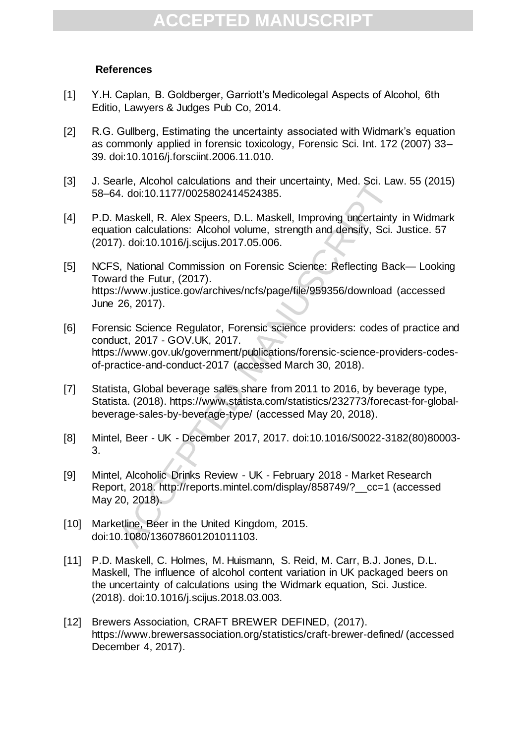## References

[1] Y.H. Caplan, B. Goldberger, Garriott's Medicolegal Aspects of Alcohol, 6th Editio, Lawyers & Judges Pub Co, 2014.

[2] R.G. Gullberg, Estimating the uncertainty associated with Widmark's equation as commonly applied in forensic toxicology, Forensic Sci. Int. 172 (2007) 33–39. doi:10.1016/j.forsciint.2006.11.010.

[3] J. Searle, Alcohol calculations and their uncertainty, Med. Sci. Law. 55 (2015) 58–64. doi:10.1177/0025802414524385.

[4] P.D. Maskell, R. Alex Speers, D.L. Maskell, Improving uncertainty in Widmark equation calculations: Alcohol volume, strength and density, Sci. Justice. 57 (2017). doi:10.1016/j.scijus.2017.05.006.

[5] NCFS, National Commission on Forensic Science: Reflecting Back— Looking Toward the Futur, (2017). https://www.justice.gov/archives/ncfs/page/file/959356/download (accessed June 26, 2017).

[6] Forensic Science Regulator, Forensic science providers: codes of practice and conduct, 2017 - GOV.UK, 2017. https://www.gov.uk/government/publications/forensic-science-providers-codes-of-practice-and-conduct-2017 (accessed March 30, 2018).

[7] Statista, Global beverage sales share from 2011 to 2016, by beverage type, Statista. (2018). https://www.statista.com/statistics/232773/forecast-for-global-beverage-sales-by-beverage-type/ (accessed May 20, 2018).

[8] Mintel, Beer - UK - December 2017, 2017. doi:10.1016/S0022-3182(80)80003-3.

[9] Mintel, Alcoholic Drinks Review - UK - February 2018 - Market Research Report, 2018. http://reports.mintel.com/display/858749/?__cc=1 (accessed May 20, 2018).

[10] Marketline, Beer in the United Kingdom, 2015. doi:10.1080/136078601201011103.

[11] P.D. Maskell, C. Holmes, M. Huismann, S. Reid, M. Carr, B.J. Jones, D.L. Maskell, The influence of alcohol content variation in UK packaged beers on the uncertainty of calculations using the Widmark equation, Sci. Justice. (2018). doi:10.1016/j.scijus.2018.03.003.

[12] Brewers Association, CRAFT BREWER DEFINED, (2017). https://www.brewersassociation.org/statistics/craft-brewer-defined/ (accessed December 4, 2017).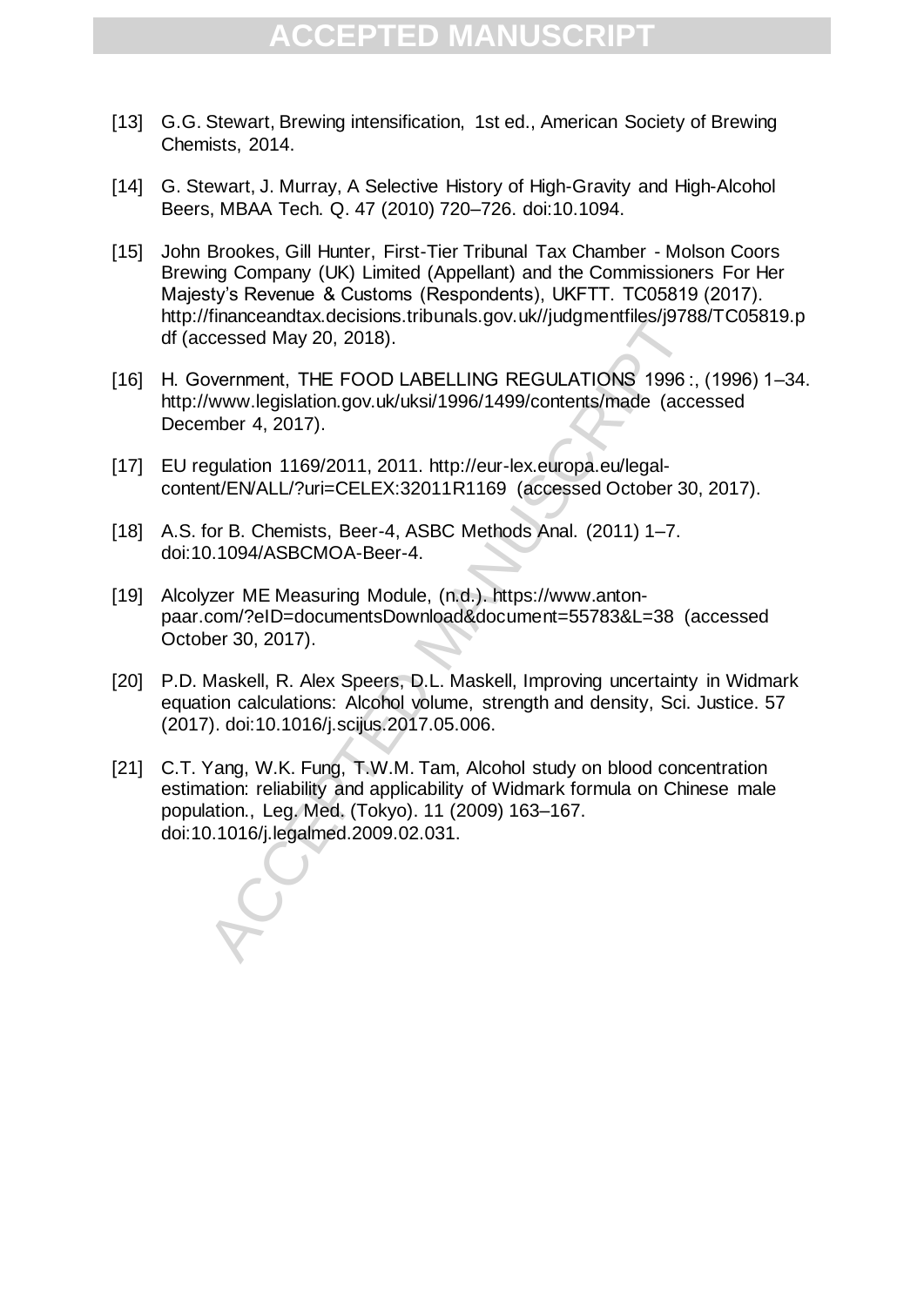[13] G.G. Stewart, Brewing intensification, 1st ed., American Society of Brewing Chemists, 2014.

[14] G. Stewart, J. Murray, A Selective History of High-Gravity and High-Alcohol Beers, MBAA Tech. Q. 47 (2010) 720–726. doi:10.1094.

[15] John Brookes, Gill Hunter, First-Tier Tribunal Tax Chamber - Molson Coors Brewing Company (UK) Limited (Appellant) and the Commissioners For Her Majesty's Revenue & Customs (Respondents), UKFTT. TC05819 (2017). http://financeandtax.decisions.tribunals.gov.uk//judgmentfiles/j9788/TC05819.pdf (accessed May 20, 2018).

[16] H. Government, THE FOOD LABELLING REGULATIONS 1996 :, (1996) 1–34. http://www.legislation.gov.uk/uksi/1996/1499/contents/made (accessed December 4, 2017).

[17] EU regulation 1169/2011, 2011. http://eur-lex.europa.eu/legal-content/EN/ALL/?uri=CELEX:32011R1169 (accessed October 30, 2017).

[18] A.S. for B. Chemists, Beer-4, ASBC Methods Anal. (2011) 1–7. doi:10.1094/ASBCMOA-Beer-4.

[19] Alcolyzer ME Measuring Module, (n.d.). https://www.anton-paar.com/?eID=documentsDownload&document=55783&L=38 (accessed October 30, 2017).

[20] P.D. Maskell, R. Alex Speers, D.L. Maskell, Improving uncertainty in Widmark equation calculations: Alcohol volume, strength and density, Sci. Justice. 57 (2017). doi:10.1016/j.scijus.2017.05.006.

[21] C.T. Yang, W.K. Fung, T.W.M. Tam, Alcohol study on blood concentration estimation: reliability and applicability of Widmark formula on Chinese male population., Leg. Med. (Tokyo). 11 (2009) 163–167. doi:10.1016/j.legalmed.2009.02.031.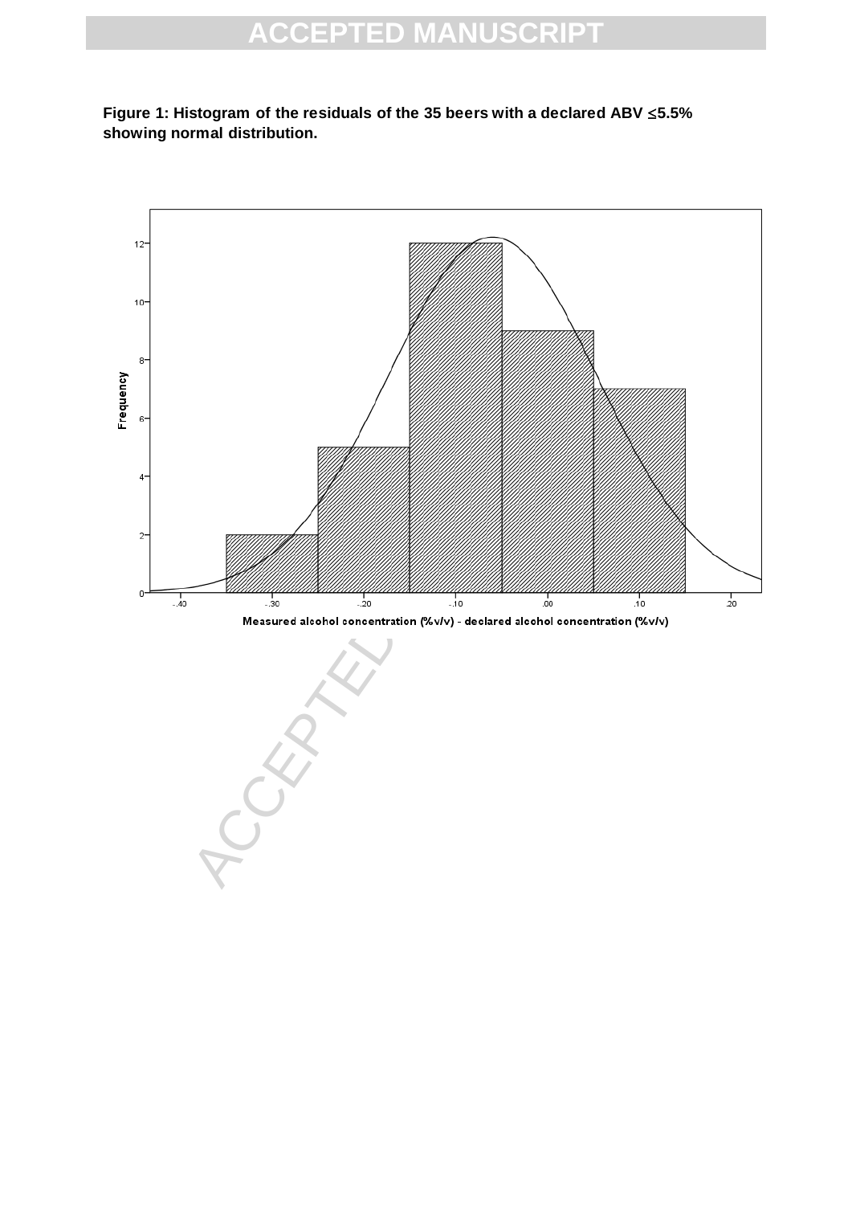**Figure 1: Histogram of the residuals of the 35 beers with a declared ABV ≤5.5% showing normal distribution.**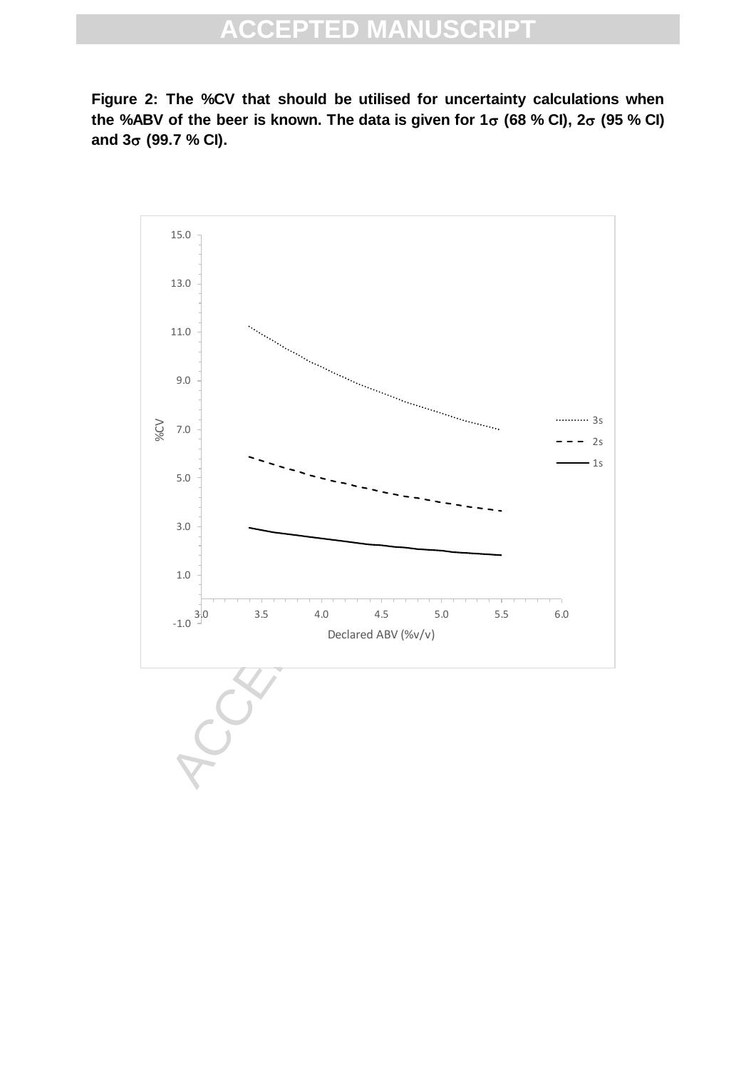**Figure 2: The %CV that should be utilised for uncertainty calculations when the %ABV of the beer is known. The data is given for 1$\sigma$ (68 % CI), 2$\sigma$ (95 % CI) and 3$\sigma$ (99.7 % CI).**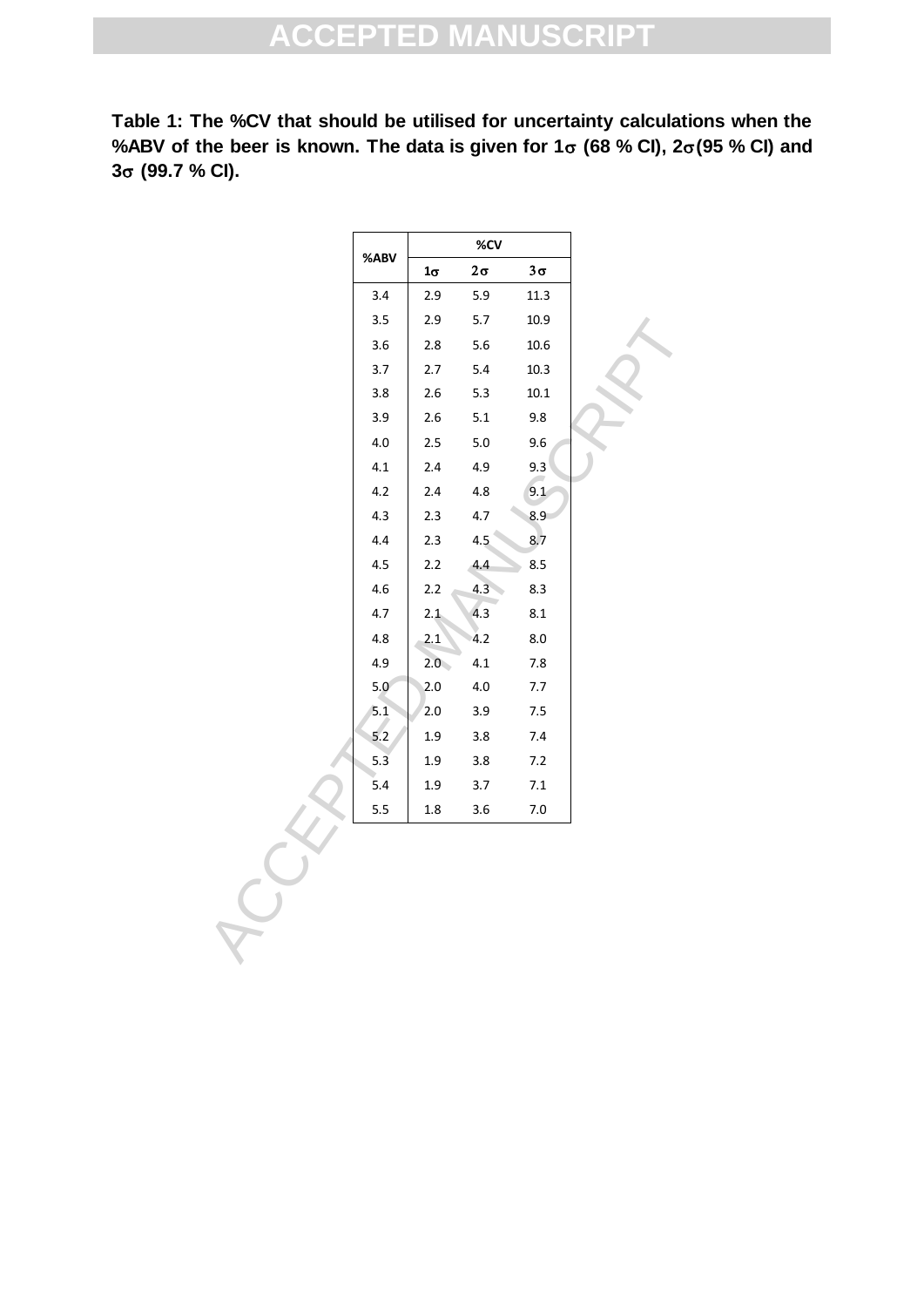**Table 1: The %CV that should be utilised for uncertainty calculations when the %ABV of the beer is known. The data is given for 1$\sigma$ (68 % CI), 2$\sigma$ (95 % CI) and 3$\sigma$ (99.7 % CI).**

| %ABV | %CV | | |
|---|---|---|---|
| | 1$\sigma$ | 2$\sigma$ | 3$\sigma$ |
| 3.4 | 2.9 | 5.9 | 11.3 |
| 3.5 | 2.9 | 5.7 | 10.9 |
| 3.6 | 2.8 | 5.6 | 10.6 |
| 3.7 | 2.7 | 5.4 | 10.3 |
| 3.8 | 2.6 | 5.3 | 10.1 |
| 3.9 | 2.6 | 5.1 | 9.8 |
| 4.0 | 2.5 | 5.0 | 9.6 |
| 4.1 | 2.4 | 4.9 | 9.3 |
| 4.2 | 2.4 | 4.8 | 9.1 |
| 4.3 | 2.3 | 4.7 | 8.9 |
| 4.4 | 2.3 | 4.5 | 8.7 |
| 4.5 | 2.2 | 4.4 | 8.5 |
| 4.6 | 2.2 | 4.3 | 8.3 |
| 4.7 | 2.1 | 4.3 | 8.1 |
| 4.8 | 2.1 | 4.2 | 8.0 |
| 4.9 | 2.0 | 4.1 | 7.8 |
| 5.0 | 2.0 | 4.0 | 7.7 |
| 5.1 | 2.0 | 3.9 | 7.5 |
| 5.2 | 1.9 | 3.8 | 7.4 |
| 5.3 | 1.9 | 3.8 | 7.2 |
| 5.4 | 1.9 | 3.7 | 7.1 |
| 5.5 | 1.8 | 3.6 | 7.0 |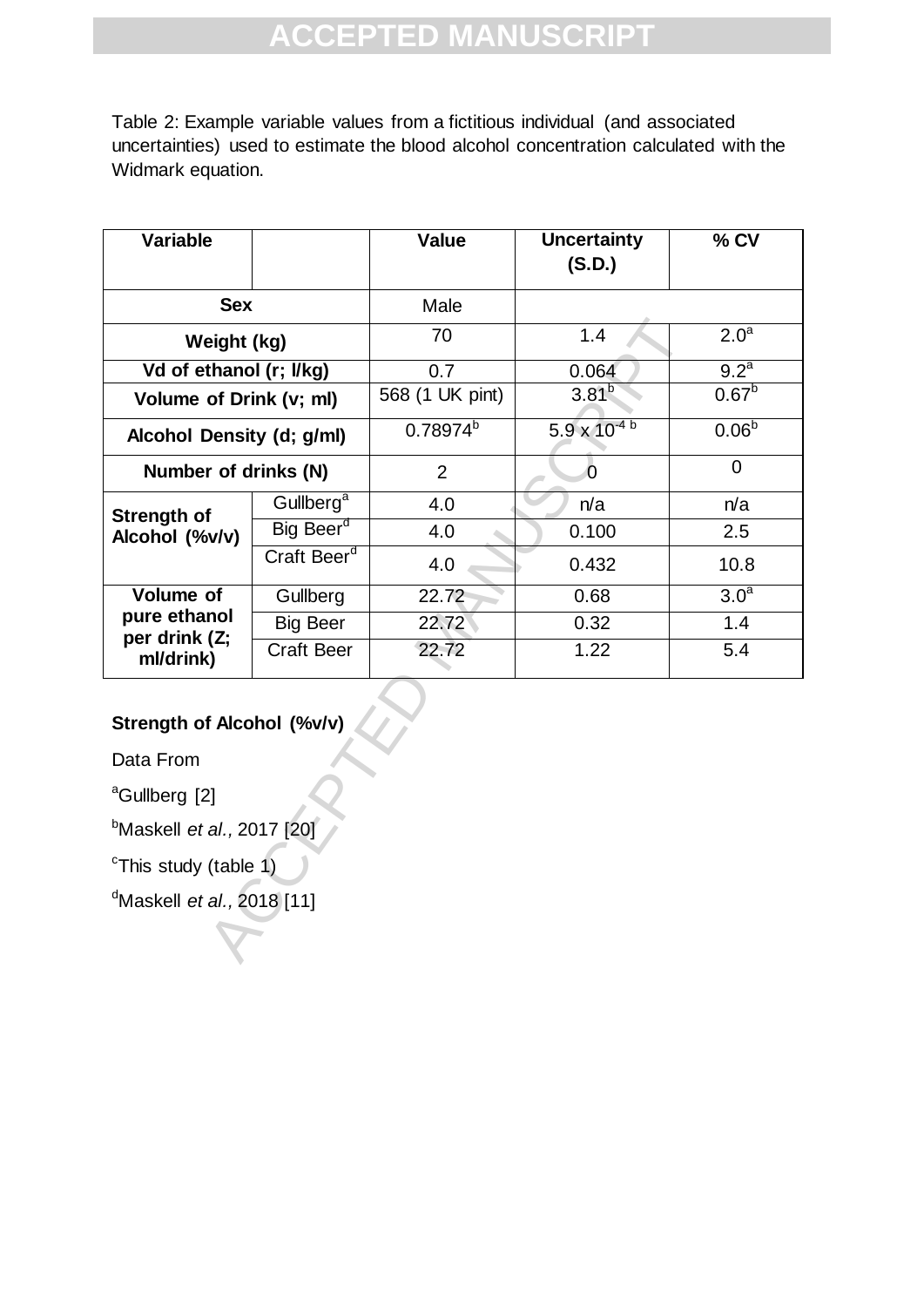Table 2: Example variable values from a fictitious individual (and associated uncertainties) used to estimate the blood alcohol concentration calculated with the Widmark equation.

| Variable | | Value | Uncertainty (S.D.) | % CV |
|---|---|---|---|---|
| Sex | | Male | | |
| Weight (kg) | | 70 | 1.4 | 2.0[a] |
| Vd of ethanol (r; l/kg) | | 0.7 | 0.064 | 9.2[a] |
| Volume of Drink (v; ml) | | 568 (1 UK pint) | 3.81[b] | 0.67[b] |
| Alcohol Density (d; g/ml) | | 0.78974[b] | $5.9 \times 10^{-4}$ [b] | 0.06[b] |
| Number of drinks (N) | | 2 | 0 | 0 |
| Strength of Alcohol (%v/v) | Gullberg[a] | 4.0 | n/a | n/a |
| | Big Beer[d] | 4.0 | 0.100 | 2.5 |
| | Craft Beer[d] | 4.0 | 0.432 | 10.8 |
| Volume of pure ethanol per drink (Z; ml/drink) | Gullberg | 22.72 | 0.68 | 3.0[a] |
| | Big Beer | 22.72 | 0.32 | 1.4 |
| | Craft Beer | 22.72 | 1.22 | 5.4 |

**Strength of Alcohol (%v/v)**

Data From

[a]Gullberg [2]

[b]Maskell *et al.,* 2017 [20]

[c]This study (table 1)

[d]Maskell *et al.,* 2018 [11]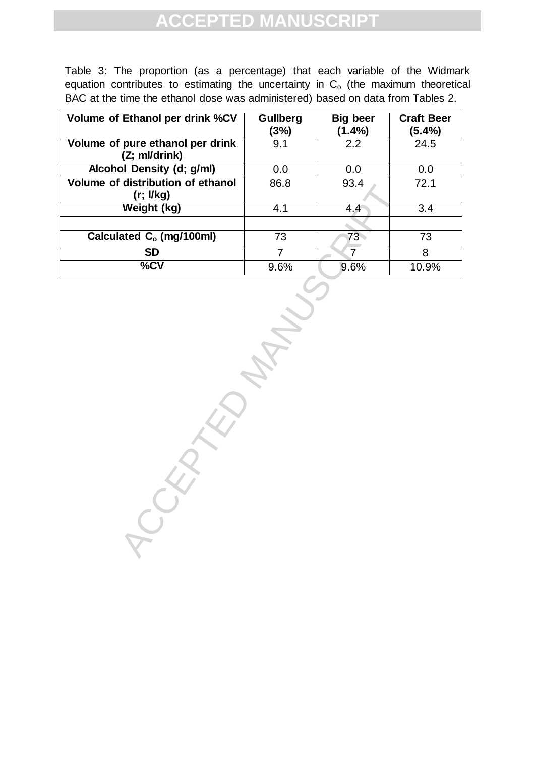Table 3: The proportion (as a percentage) that each variable of the Widmark equation contributes to estimating the uncertainty in $C_o$ (the maximum theoretical BAC at the time the ethanol dose was administered) based on data from Tables 2.

| Volume of Ethanol per drink %CV | Gullberg (3%) | Big beer (1.4%) | Craft Beer (5.4%) |
|---|---|---|---|
| Volume of pure ethanol per drink (Z; ml/drink) | 9.1 | 2.2 | 24.5 |
| Alcohol Density (d; g/ml) | 0.0 | 0.0 | 0.0 |
| Volume of distribution of ethanol (r; l/kg) | 86.8 | 93.4 | 72.1 |
| Weight (kg) | 4.1 | 4.4 | 3.4 |
| | | | |
| Calculated $C_o$ (mg/100ml) | 73 | 73 | 73 |
| SD | 7 | 7 | 8 |
| %CV | 9.6% | 9.6% | 10.9% |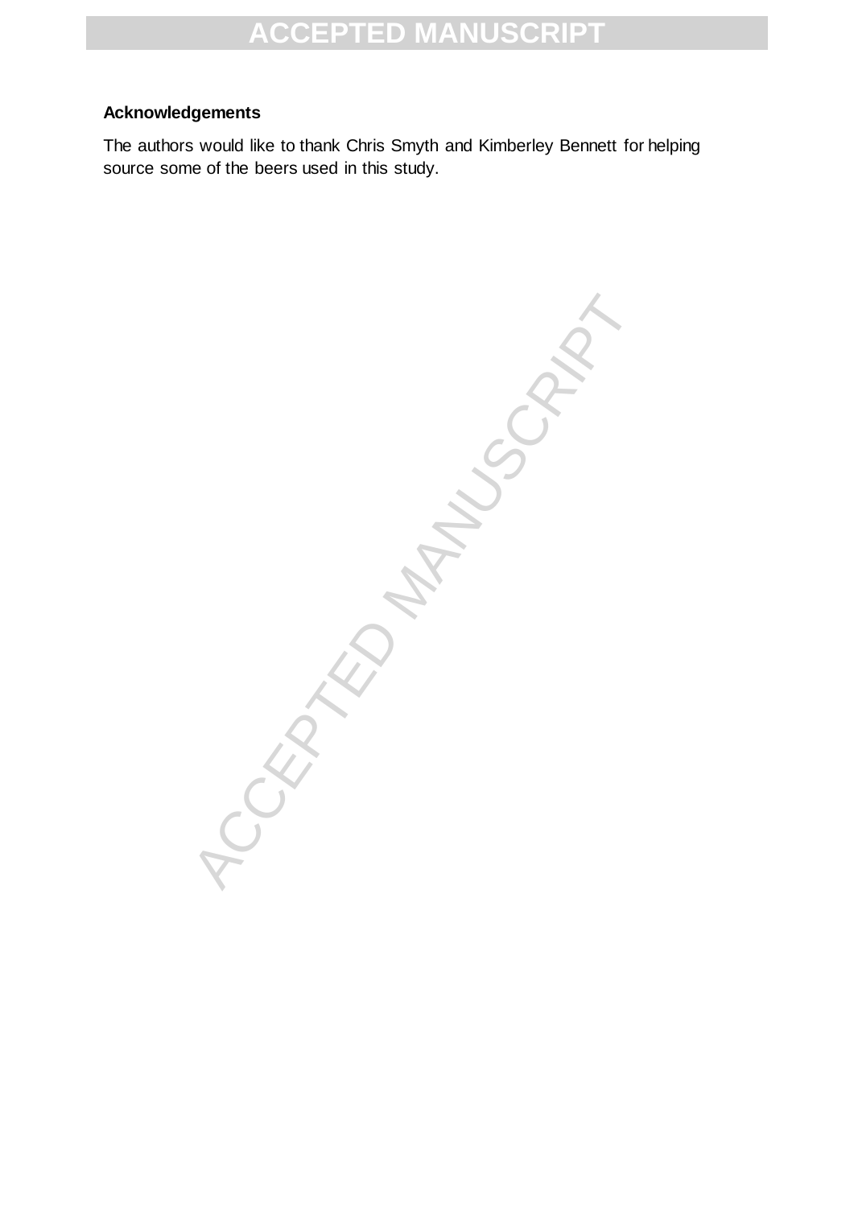**Acknowledgements**

The authors would like to thank Chris Smyth and Kimberley Bennett for helping source some of the beers used in this study.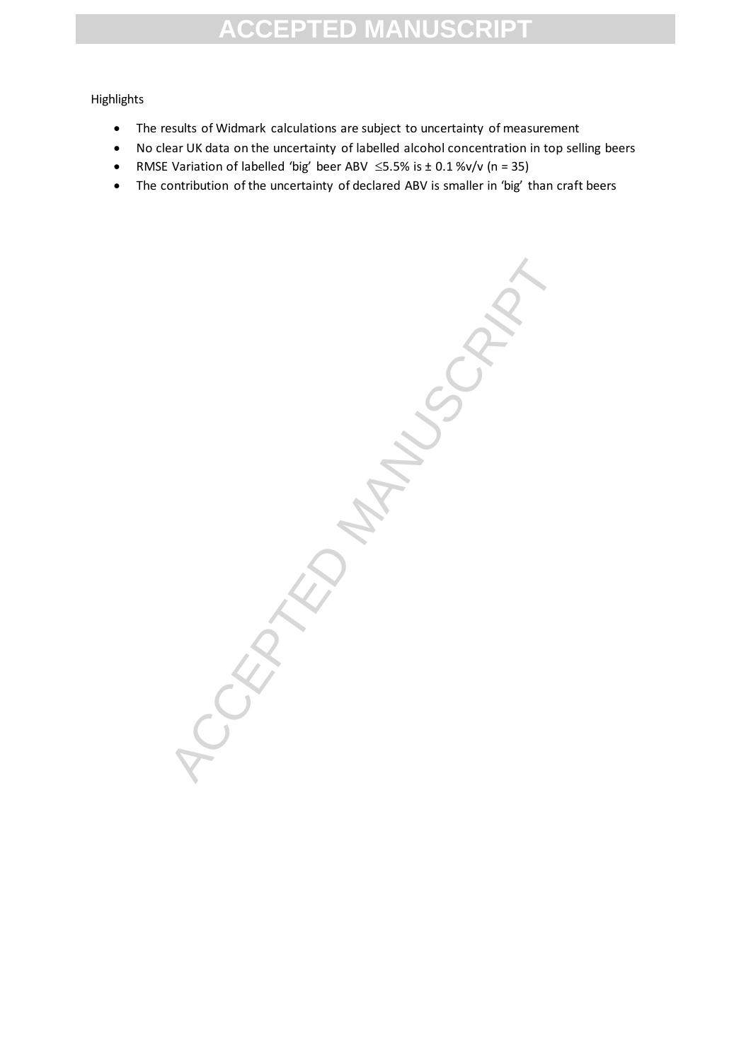Highlights

- The results of Widmark calculations are subject to uncertainty of measurement
- No clear UK data on the uncertainty of labelled alcohol concentration in top selling beers
- RMSE Variation of labelled 'big' beer ABV $\leq$5.5% is ± 0.1 %v/v (n = 35)
- The contribution of the uncertainty of declared ABV is smaller in 'big' than craft beers